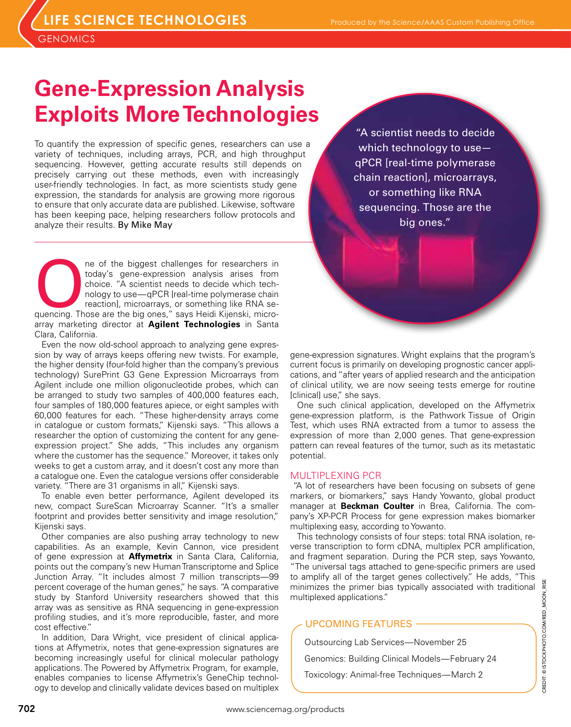# Gene-Expression Analysis Exploits More Technologies

To quantify the expression of specific genes, researchers can use a variety of techniques, including arrays, PCR, and high throughput sequencing. However, getting accurate results still depends on precisely carrying out these methods, even with increasingly user-friendly technologies. In fact, as more scientists study gene expression, the standards for analysis are growing more rigorous to ensure that only accurate data are published. Likewise, software has been keeping pace, helping researchers follow protocols and analyze their results. By Mike May

"A scientist needs to decide which technology to use—qPCR [real-time polymerase chain reaction], microarrays, or something like RNA sequencing. Those are the big ones."

One of the biggest challenges for researchers in today's gene-expression analysis arises from choice. "A scientist needs to decide which technology to use—qPCR [real-time polymerase chain reaction], microarrays, or something like RNA sequencing. Those are the big ones," says Heidi Kijenski, microarray marketing director at **Agilent Technologies** in Santa Clara, California.

Even the now old-school approach to analyzing gene expression by way of arrays keeps offering new twists. For example, the higher density (four-fold higher than the company's previous technology) SurePrint G3 Gene Expression Microarrays from Agilent include one million oligonucleotide probes, which can be arranged to study two samples of 400,000 features each, four samples of 180,000 features apiece, or eight samples with 60,000 features for each. "These higher-density arrays come in catalogue or custom formats," Kijenski says. "This allows a researcher the option of customizing the content for any gene-expression project." She adds, "This includes any organism where the customer has the sequence." Moreover, it takes only weeks to get a custom array, and it doesn't cost any more than a catalogue one. Even the catalogue versions offer considerable variety. "There are 31 organisms in all," Kijenski says.

To enable even better performance, Agilent developed its new, compact SureScan Microarray Scanner. "It's a smaller footprint and provides better sensitivity and image resolution," Kijenski says.

Other companies are also pushing array technology to new capabilities. As an example, Kevin Cannon, vice president of gene expression at **Affymetrix** in Santa Clara, California, points out the company's new Human Transcriptome and Splice Junction Array. "It includes almost 7 million transcripts—99 percent coverage of the human genes," he says. "A comparative study by Stanford University researchers showed that this array was as sensitive as RNA sequencing in gene-expression profiling studies, and it's more reproducible, faster, and more cost effective."

In addition, Dara Wright, vice president of clinical applications at Affymetrix, notes that gene-expression signatures are becoming increasingly useful for clinical molecular pathology applications. The Powered by Affymetrix Program, for example, enables companies to license Affymetrix's GeneChip technology to develop and clinically validate devices based on multiplex gene-expression signatures. Wright explains that the program's current focus is primarily on developing prognostic cancer applications, and "after years of applied research and the anticipation of clinical utility, we are now seeing tests emerge for routine [clinical] use," she says.

One such clinical application, developed on the Affymetrix gene-expression platform, is the Pathwork Tissue of Origin Test, which uses RNA extracted from a tumor to assess the expression of more than 2,000 genes. That gene-expression pattern can reveal features of the tumor, such as its metastatic potential.

## MULTIPLEXING PCR

"A lot of researchers have been focusing on subsets of gene markers, or biomarkers," says Handy Yowanto, global product manager at **Beckman Coulter** in Brea, California. The company's XP-PCR Process for gene expression makes biomarker multiplexing easy, according to Yowanto.

This technology consists of four steps: total RNA isolation, reverse transcription to form cDNA, multiplex PCR amplification, and fragment separation. During the PCR step, says Yowanto, "The universal tags attached to gene-specific primers are used to amplify all of the target genes collectively." He adds, "This minimizes the primer bias typically associated with traditional multiplexed applications."

### UPCOMING FEATURES

Outsourcing Lab Services—November 25

Genomics: Building Clinical Models—February 24

Toxicology: Animal-free Techniques—March 2

CREDIT: © ISTOCKPHOTO.COM/RED_MOON_RISE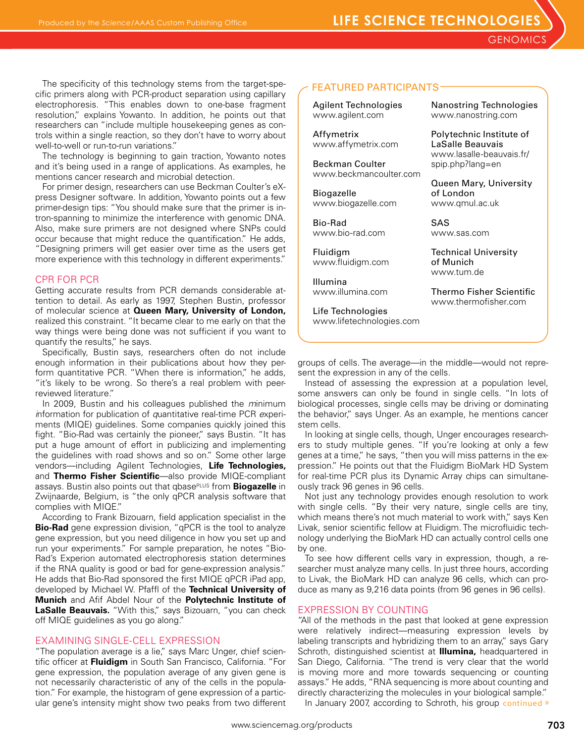The specificity of this technology stems from the target-specific primers along with PCR-product separation using capillary electrophoresis. "This enables down to one-base fragment resolution," explains Yowanto. In addition, he points out that researchers can "include multiple housekeeping genes as controls within a single reaction, so they don't have to worry about well-to-well or run-to-run variations."

The technology is beginning to gain traction, Yowanto notes and it's being used in a range of applications. As examples, he mentions cancer research and microbial detection.

For primer design, researchers can use Beckman Coulter's eXpress Designer software. In addition, Yowanto points out a few primer-design tips: "You should make sure that the primer is intron-spanning to minimize the interference with genomic DNA. Also, make sure primers are not designed where SNPs could occur because that might reduce the quantification." He adds, "Designing primers will get easier over time as the users get more experience with this technology in different experiments."

## CPR FOR PCR

Getting accurate results from PCR demands considerable attention to detail. As early as 1997, Stephen Bustin, professor of molecular science at **Queen Mary, University of London,** realized this constraint. "It became clear to me early on that the way things were being done was not sufficient if you want to quantify the results," he says.

Specifically, Bustin says, researchers often do not include enough information in their publications about how they perform quantitative PCR. "When there is information," he adds, "it's likely to be wrong. So there's a real problem with peer-reviewed literature."

In 2009, Bustin and his colleagues published the *m*inimum *i*nformation for publication of *q*uantitative real-time PCR *e*xperiments (MIQE) guidelines. Some companies quickly joined this fight. "Bio-Rad was certainly the pioneer," says Bustin. "It has put a huge amount of effort in publicizing and implementing the guidelines with road shows and so on." Some other large vendors—including Agilent Technologies, **Life Technologies,** and **Thermo Fisher Scientific**—also provide MIQE-compliant assays. Bustin also points out that qbasePLUS from **Biogazelle** in Zwijnaarde, Belgium, is "the only qPCR analysis software that complies with MIQE."

According to Frank Bizouarn, field application specialist in the **Bio-Rad** gene expression division, "qPCR is the tool to analyze gene expression, but you need diligence in how you set up and run your experiments." For sample preparation, he notes "Bio-Rad's Experion automated electrophoresis station determines if the RNA quality is good or bad for gene-expression analysis." He adds that Bio-Rad sponsored the first MIQE qPCR iPad app, developed by Michael W. Pfaffl of the **Technical University of Munich** and Afif Abdel Nour of the **Polytechnic Institute of LaSalle Beauvais.** "With this," says Bizouarn, "you can check off MIQE guidelines as you go along."

## EXAMINING SINGLE-CELL EXPRESSION

"The population average is a lie," says Marc Unger, chief scientific officer at **Fluidigm** in South San Francisco, California. "For gene expression, the population average of any given gene is not necessarily characteristic of any of the cells in the population." For example, the histogram of gene expression of a particular gene's intensity might show two peaks from two different groups of cells. The average—in the middle—would not represent the expression in any of the cells.

Instead of assessing the expression at a population level, some answers can only be found in single cells. "In lots of biological processes, single cells may be driving or dominating the behavior," says Unger. As an example, he mentions cancer stem cells.

In looking at single cells, though, Unger encourages researchers to study multiple genes. "If you're looking at only a few genes at a time," he says, "then you will miss patterns in the expression." He points out that the Fluidigm BioMark HD System for real-time PCR plus its Dynamic Array chips can simultaneously track 96 genes in 96 cells.

Not just any technology provides enough resolution to work with single cells. "By their very nature, single cells are tiny, which means there's not much material to work with," says Ken Livak, senior scientific fellow at Fluidigm. The microfluidic technology underlying the BioMark HD can actually control cells one by one.

To see how different cells vary in expression, though, a researcher must analyze many cells. In just three hours, according to Livak, the BioMark HD can analyze 96 cells, which can produce as many as 9,216 data points (from 96 genes in 96 cells).

## EXPRESSION BY COUNTING

"All of the methods in the past that looked at gene expression were relatively indirect—measuring expression levels by labeling transcripts and hybridizing them to an array," says Gary Schroth, distinguished scientist at **Illumina,** headquartered in San Diego, California. "The trend is very clear that the world is moving more and more towards sequencing or counting assays." He adds, "RNA sequencing is more about counting and directly characterizing the molecules in your biological sample."

In January 2007, according to Schroth, his group continued »

## FEATURED PARTICIPANTS

Agilent Technologies
www.agilent.com

Affymetrix
www.affymetrix.com

Beckman Coulter
www.beckmancoulter.com

Biogazelle
www.biogazelle.com

Bio-Rad
www.bio-rad.com

Fluidigm
www.fluidigm.com

Illumina
www.illumina.com

Life Technologies
www.lifetechnologies.com

Nanostring Technologies
www.nanostring.com

Polytechnic Institute of LaSalle Beauvais
www.lasalle-beauvais.fr/spip.php?lang=en

Queen Mary, University of London
www.qmul.ac.uk

SAS
www.sas.com

Technical University of Munich
www.tum.de

Thermo Fisher Scientific
www.thermofisher.com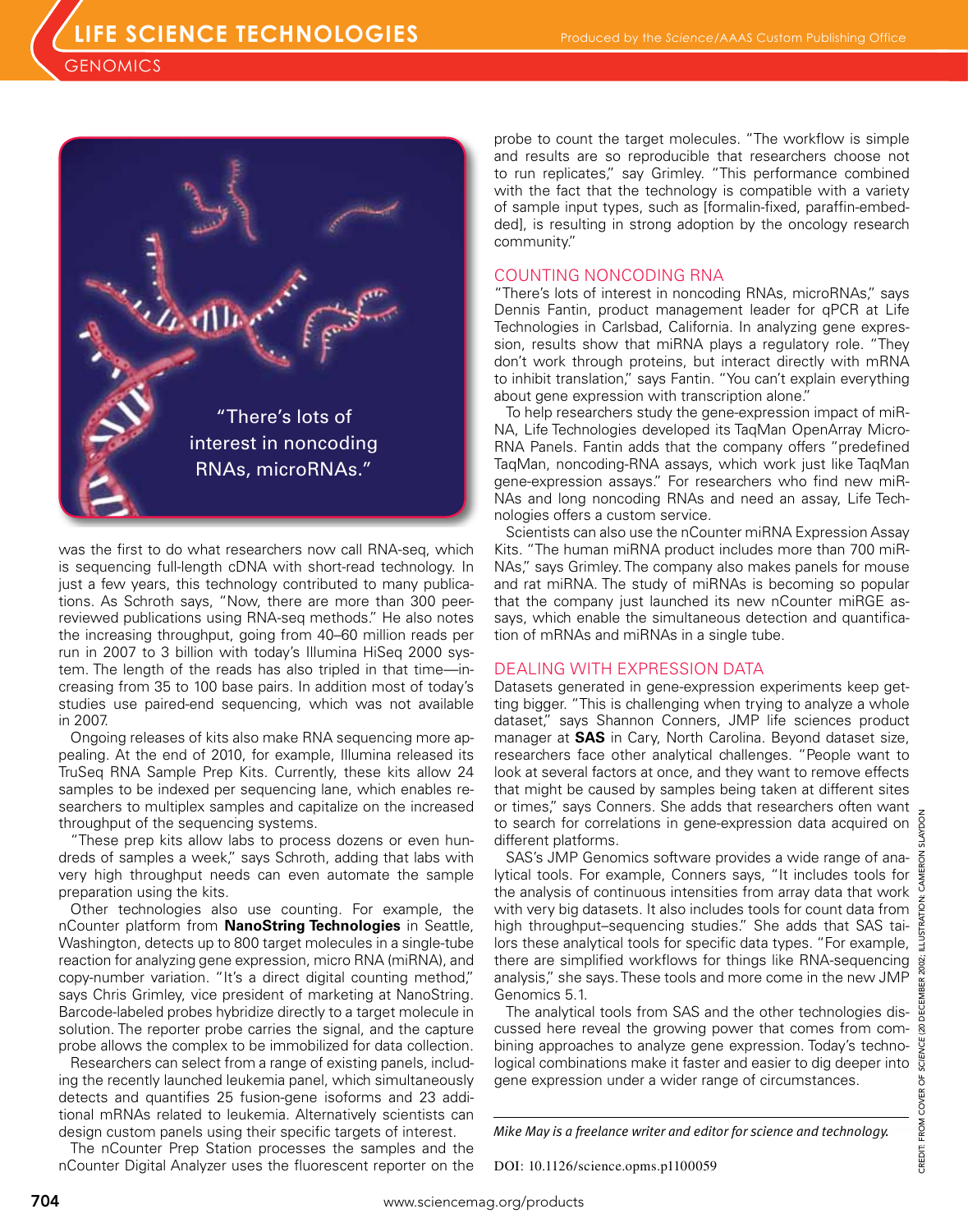"There's lots of interest in noncoding RNAs, microRNAs."

was the first to do what researchers now call RNA-seq, which is sequencing full-length cDNA with short-read technology. In just a few years, this technology contributed to many publications. As Schroth says, "Now, there are more than 300 peer-reviewed publications using RNA-seq methods." He also notes the increasing throughput, going from 40–60 million reads per run in 2007 to 3 billion with today's Illumina HiSeq 2000 system. The length of the reads has also tripled in that time—increasing from 35 to 100 base pairs. In addition most of today's studies use paired-end sequencing, which was not available in 2007.

Ongoing releases of kits also make RNA sequencing more appealing. At the end of 2010, for example, Illumina released its TruSeq RNA Sample Prep Kits. Currently, these kits allow 24 samples to be indexed per sequencing lane, which enables researchers to multiplex samples and capitalize on the increased throughput of the sequencing systems.

"These prep kits allow labs to process dozens or even hundreds of samples a week," says Schroth, adding that labs with very high throughput needs can even automate the sample preparation using the kits.

Other technologies also use counting. For example, the nCounter platform from **NanoString Technologies** in Seattle, Washington, detects up to 800 target molecules in a single-tube reaction for analyzing gene expression, micro RNA (miRNA), and copy-number variation. "It's a direct digital counting method," says Chris Grimley, vice president of marketing at NanoString. Barcode-labeled probes hybridize directly to a target molecule in solution. The reporter probe carries the signal, and the capture probe allows the complex to be immobilized for data collection.

Researchers can select from a range of existing panels, including the recently launched leukemia panel, which simultaneously detects and quantifies 25 fusion-gene isoforms and 23 additional mRNAs related to leukemia. Alternatively scientists can design custom panels using their specific targets of interest.

The nCounter Prep Station processes the samples and the nCounter Digital Analyzer uses the fluorescent reporter on the probe to count the target molecules. "The workflow is simple and results are so reproducible that researchers choose not to run replicates," say Grimley. "This performance combined with the fact that the technology is compatible with a variety of sample input types, such as [formalin-fixed, paraffin-embedded], is resulting in strong adoption by the oncology research community."

## COUNTING NONCODING RNA

"There's lots of interest in noncoding RNAs, microRNAs," says Dennis Fantin, product management leader for qPCR at Life Technologies in Carlsbad, California. In analyzing gene expression, results show that miRNA plays a regulatory role. "They don't work through proteins, but interact directly with mRNA to inhibit translation," says Fantin. "You can't explain everything about gene expression with transcription alone."

To help researchers study the gene-expression impact of miRNA, Life Technologies developed its TaqMan OpenArray MicroRNA Panels. Fantin adds that the company offers "predefined TaqMan, noncoding-RNA assays, which work just like TaqMan gene-expression assays." For researchers who find new miRNAs and long noncoding RNAs and need an assay, Life Technologies offers a custom service.

Scientists can also use the nCounter miRNA Expression Assay Kits. "The human miRNA product includes more than 700 miRNAs," says Grimley. The company also makes panels for mouse and rat miRNA. The study of miRNAs is becoming so popular that the company just launched its new nCounter miRGE assays, which enable the simultaneous detection and quantification of mRNAs and miRNAs in a single tube.

## DEALING WITH EXPRESSION DATA

Datasets generated in gene-expression experiments keep getting bigger. "This is challenging when trying to analyze a whole dataset," says Shannon Conners, JMP life sciences product manager at **SAS** in Cary, North Carolina. Beyond dataset size, researchers face other analytical challenges. "People want to look at several factors at once, and they want to remove effects that might be caused by samples being taken at different sites or times," says Conners. She adds that researchers often want to search for correlations in gene-expression data acquired on different platforms.

SAS's JMP Genomics software provides a wide range of analytical tools. For example, Conners says, "It includes tools for the analysis of continuous intensities from array data that work with very big datasets. It also includes tools for count data from high throughput–sequencing studies." She adds that SAS tailors these analytical tools for specific data types. "For example, there are simplified workflows for things like RNA-sequencing analysis," she says. These tools and more come in the new JMP Genomics 5.1.

The analytical tools from SAS and the other technologies discussed here reveal the growing power that comes from combining approaches to analyze gene expression. Today's technological combinations make it faster and easier to dig deeper into gene expression under a wider range of circumstances.

---

*Mike May is a freelance writer and editor for science and technology.*

DOI: 10.1126/science.opms.p1100059

CREDIT: FROM COVER OF SCIENCE (20 DECEMBER 2002; ILLUSTRATION: CAMERON SLAYDON